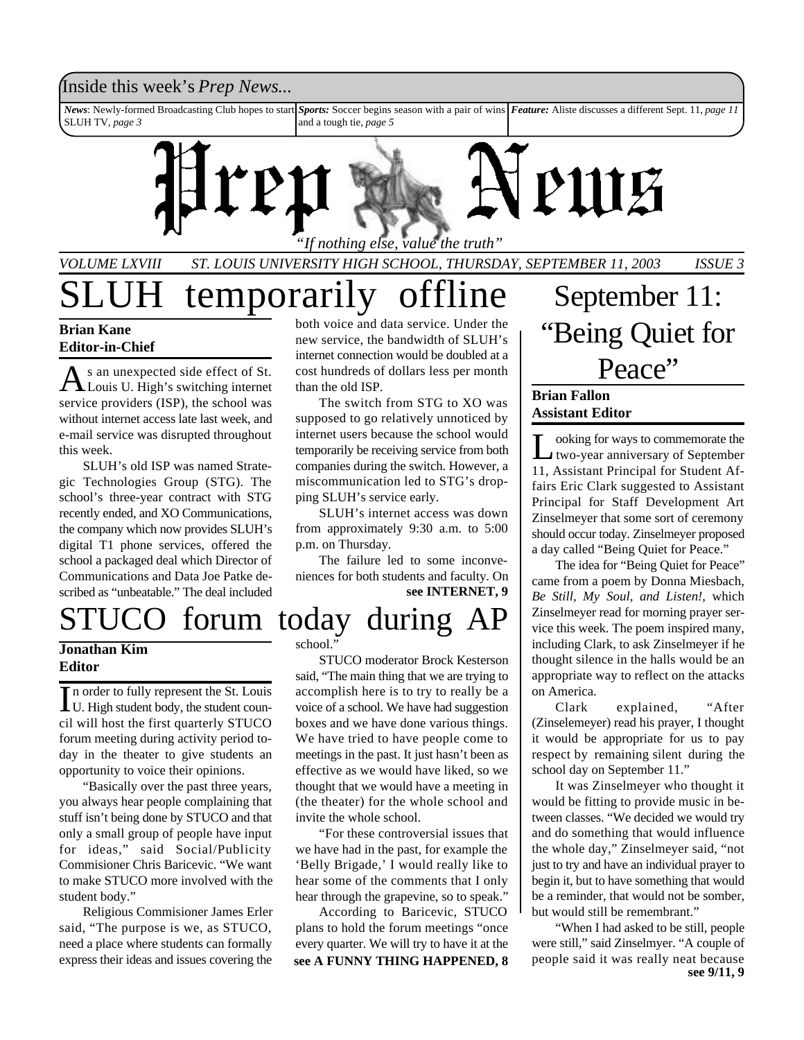Inside this week's *Prep News...*

***News***: Newly-formed Broadcasting Club hopes to start SLUH TV, *page 3*

***Sports:*** Soccer begins season with a pair of wins and a tough tie, *page 5*

***Feature:*** Aliste discusses a different Sept. 11, *page 11*

# Prep News

*"If nothing else, value the truth"*

*VOLUME LXVIII ST. LOUIS UNIVERSITY HIGH SCHOOL, THURSDAY, SEPTEMBER 11, 2003 ISSUE 3*

# SLUH temporarily offline

**Brian Kane**
**Editor-in-Chief**

As an unexpected side effect of St. Louis U. High's switching internet service providers (ISP), the school was without internet access late last week, and e-mail service was disrupted throughout this week.

SLUH's old ISP was named Strategic Technologies Group (STG). The school's three-year contract with STG recently ended, and XO Communications, the company which now provides SLUH's digital T1 phone services, offered the school a packaged deal which Director of Communications and Data Joe Patke described as "unbeatable." The deal included both voice and data service. Under the new service, the bandwidth of SLUH's internet connection would be doubled at a cost hundreds of dollars less per month than the old ISP.

The switch from STG to XO was supposed to go relatively unnoticed by internet users because the school would temporarily be receiving service from both companies during the switch. However, a miscommunication led to STG's dropping SLUH's service early.

SLUH's internet access was down from approximately 9:30 a.m. to 5:00 p.m. on Thursday.

The failure led to some inconveniences for both students and faculty. On

**see INTERNET, 9**

# STUCO forum today during AP

**Jonathan Kim**
**Editor**

In order to fully represent the St. Louis U. High student body, the student council will host the first quarterly STUCO forum meeting during activity period today in the theater to give students an opportunity to voice their opinions.

"Basically over the past three years, you always hear people complaining that stuff isn't being done by STUCO and that only a small group of people have input for ideas," said Social/Publicity Commisioner Chris Baricevic. "We want to make STUCO more involved with the student body."

Religious Commisioner James Erler said, "The purpose is we, as STUCO, need a place where students can formally express their ideas and issues covering the school."

STUCO moderator Brock Kesterson said, "The main thing that we are trying to accomplish here is to try to really be a voice of a school. We have had suggestion boxes and we have done various things. We have tried to have people come to meetings in the past. It just hasn't been as effective as we would have liked, so we thought that we would have a meeting in (the theater) for the whole school and invite the whole school.

"For these controversial issues that we have had in the past, for example the 'Belly Brigade,' I would really like to hear some of the comments that I only hear through the grapevine, so to speak."

According to Baricevic, STUCO plans to hold the forum meetings "once every quarter. We will try to have it at the

**see A FUNNY THING HAPPENED, 8**

# September 11: "Being Quiet for Peace"

**Brian Fallon**
**Assistant Editor**

Looking for ways to commemorate the two-year anniversary of September 11, Assistant Principal for Student Affairs Eric Clark suggested to Assistant Principal for Staff Development Art Zinselmeyer that some sort of ceremony should occur today. Zinselmeyer proposed a day called "Being Quiet for Peace."

The idea for "Being Quiet for Peace" came from a poem by Donna Miesbach, *Be Still, My Soul, and Listen!*, which Zinselmeyer read for morning prayer service this week. The poem inspired many, including Clark, to ask Zinselmeyer if he thought silence in the halls would be an appropriate way to reflect on the attacks on America.

Clark explained, "After (Zinselemeyer) read his prayer, I thought it would be appropriate for us to pay respect by remaining silent during the school day on September 11."

It was Zinselmeyer who thought it would be fitting to provide music in between classes. "We decided we would try and do something that would influence the whole day," Zinselmeyer said, "not just to try and have an individual prayer to begin it, but to have something that would be a reminder, that would not be somber, but would still be remembrant."

"When I had asked to be still, people were still," said Zinselmyer. "A couple of people said it was really neat because

**see 9/11, 9**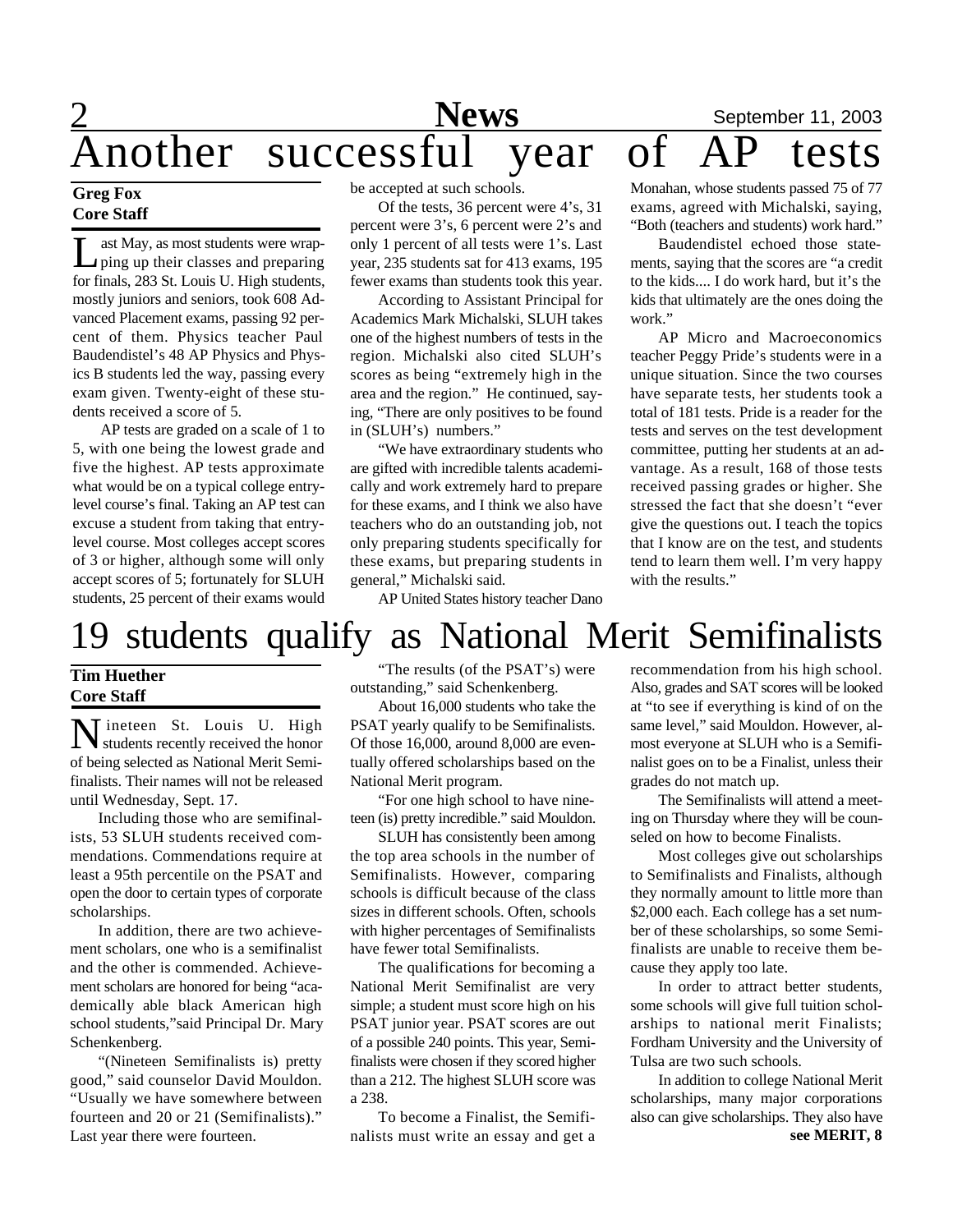# Another successful year of AP tests

**Greg Fox**
**Core Staff**

Last May, as most students were wrapping up their classes and preparing for finals, 283 St. Louis U. High students, mostly juniors and seniors, took 608 Advanced Placement exams, passing 92 percent of them. Physics teacher Paul Baudendistel's 48 AP Physics and Physics B students led the way, passing every exam given. Twenty-eight of these students received a score of 5.

AP tests are graded on a scale of 1 to 5, with one being the lowest grade and five the highest. AP tests approximate what would be on a typical college entry-level course's final. Taking an AP test can excuse a student from taking that entry-level course. Most colleges accept scores of 3 or higher, although some will only accept scores of 5; fortunately for SLUH students, 25 percent of their exams would be accepted at such schools.

Of the tests, 36 percent were 4's, 31 percent were 3's, 6 percent were 2's and only 1 percent of all tests were 1's. Last year, 235 students sat for 413 exams, 195 fewer exams than students took this year.

According to Assistant Principal for Academics Mark Michalski, SLUH takes one of the highest numbers of tests in the region. Michalski also cited SLUH's scores as being "extremely high in the area and the region." He continued, saying, "There are only positives to be found in (SLUH's) numbers."

"We have extraordinary students who are gifted with incredible talents academically and work extremely hard to prepare for these exams, and I think we also have teachers who do an outstanding job, not only preparing students specifically for these exams, but preparing students in general," Michalski said.

AP United States history teacher Dano Monahan, whose students passed 75 of 77 exams, agreed with Michalski, saying, "Both (teachers and students) work hard."

Baudendistel echoed those statements, saying that the scores are "a credit to the kids.... I do work hard, but it's the kids that ultimately are the ones doing the work."

AP Micro and Macroeconomics teacher Peggy Pride's students were in a unique situation. Since the two courses have separate tests, her students took a total of 181 tests. Pride is a reader for the tests and serves on the test development committee, putting her students at an advantage. As a result, 168 of those tests received passing grades or higher. She stressed the fact that she doesn't "ever give the questions out. I teach the topics that I know are on the test, and students tend to learn them well. I'm very happy with the results."

# 19 students qualify as National Merit Semifinalists

**Tim Huether**
**Core Staff**

Nineteen St. Louis U. High students recently received the honor of being selected as National Merit Semifinalists. Their names will not be released until Wednesday, Sept. 17.

Including those who are semifinalists, 53 SLUH students received commendations. Commendations require at least a 95th percentile on the PSAT and open the door to certain types of corporate scholarships.

In addition, there are two achievement scholars, one who is a semifinalist and the other is commended. Achievement scholars are honored for being "academically able black American high school students,"said Principal Dr. Mary Schenkenberg.

"(Nineteen Semifinalists is) pretty good," said counselor David Mouldon. "Usually we have somewhere between fourteen and 20 or 21 (Semifinalists)." Last year there were fourteen.

"The results (of the PSAT's) were outstanding," said Schenkenberg.

About 16,000 students who take the PSAT yearly qualify to be Semifinalists. Of those 16,000, around 8,000 are eventually offered scholarships based on the National Merit program.

"For one high school to have nineteen (is) pretty incredible." said Mouldon.

SLUH has consistently been among the top area schools in the number of Semifinalists. However, comparing schools is difficult because of the class sizes in different schools. Often, schools with higher percentages of Semifinalists have fewer total Semifinalists.

The qualifications for becoming a National Merit Semifinalist are very simple; a student must score high on his PSAT junior year. PSAT scores are out of a possible 240 points. This year, Semifinalists were chosen if they scored higher than a 212. The highest SLUH score was a 238.

To become a Finalist, the Semifinalists must write an essay and get a recommendation from his high school. Also, grades and SAT scores will be looked at "to see if everything is kind of on the same level," said Mouldon. However, almost everyone at SLUH who is a Semifinalist goes on to be a Finalist, unless their grades do not match up.

The Semifinalists will attend a meeting on Thursday where they will be counseled on how to become Finalists.

Most colleges give out scholarships to Semifinalists and Finalists, although they normally amount to little more than $2,000 each. Each college has a set number of these scholarships, so some Semifinalists are unable to receive them because they apply too late.

In order to attract better students, some schools will give full tuition scholarships to national merit Finalists; Fordham University and the University of Tulsa are two such schools.

In addition to college National Merit scholarships, many major corporations also can give scholarships. They also have

**see MERIT, 8**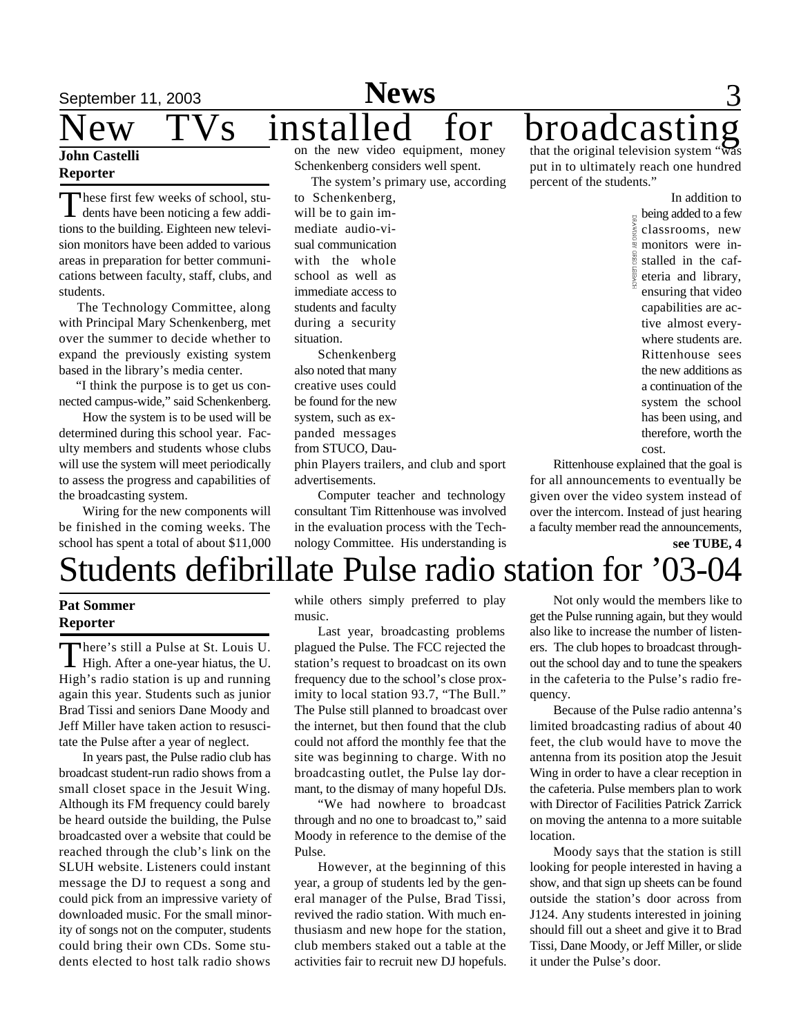# New TVs installed for broadcasting

**John Castelli**
**Reporter**

These first few weeks of school, students have been noticing a few additions to the building. Eighteen new television monitors have been added to various areas in preparation for better communications between faculty, staff, clubs, and students.

The Technology Committee, along with Principal Mary Schenkenberg, met over the summer to decide whether to expand the previously existing system based in the library's media center.

"I think the purpose is to get us connected campus-wide," said Schenkenberg.

How the system is to be used will be determined during this school year. Faculty members and students whose clubs will use the system will meet periodically to assess the progress and capabilities of the broadcasting system.

Wiring for the new components will be finished in the coming weeks. The school has spent a total of about $11,000 on the new video equipment, money Schenkenberg considers well spent.

The system's primary use, according to Schenkenberg, will be to gain immediate audio-visual communication with the whole school as well as immediate access to students and faculty during a security situation.

Schenkenberg also noted that many creative uses could be found for the new system, such as expanded messages from STUCO, Dauphin Players trailers, and club and sport advertisements.

Computer teacher and technology consultant Tim Rittenhouse was involved in the evaluation process with the Technology Committee. His understanding is that the original television system "was put in to ultimately reach one hundred percent of the students."

DRAWING BY GREG LEIBACH

In addition to being added to a few classrooms, new monitors were installed in the cafeteria and library, ensuring that video capabilities are active almost everywhere students are. Rittenhouse sees the new additions as a continuation of the system the school has been using, and therefore, worth the cost.

Rittenhouse explained that the goal is for all announcements to eventually be given over the video system instead of over the intercom. Instead of just hearing a faculty member read the announcements,

**see TUBE, 4**

# Students defibrillate Pulse radio station for '03-04

**Pat Sommer**
**Reporter**

There's still a Pulse at St. Louis U. High. After a one-year hiatus, the U. High's radio station is up and running again this year. Students such as junior Brad Tissi and seniors Dane Moody and Jeff Miller have taken action to resuscitate the Pulse after a year of neglect.

In years past, the Pulse radio club has broadcast student-run radio shows from a small closet space in the Jesuit Wing. Although its FM frequency could barely be heard outside the building, the Pulse broadcasted over a website that could be reached through the club's link on the SLUH website. Listeners could instant message the DJ to request a song and could pick from an impressive variety of downloaded music. For the small minority of songs not on the computer, students could bring their own CDs. Some students elected to host talk radio shows while others simply preferred to play music.

Last year, broadcasting problems plagued the Pulse. The FCC rejected the station's request to broadcast on its own frequency due to the school's close proximity to local station 93.7, "The Bull." The Pulse still planned to broadcast over the internet, but then found that the club could not afford the monthly fee that the site was beginning to charge. With no broadcasting outlet, the Pulse lay dormant, to the dismay of many hopeful DJs.

"We had nowhere to broadcast through and no one to broadcast to," said Moody in reference to the demise of the Pulse.

However, at the beginning of this year, a group of students led by the general manager of the Pulse, Brad Tissi, revived the radio station. With much enthusiasm and new hope for the station, club members staked out a table at the activities fair to recruit new DJ hopefuls.

Not only would the members like to get the Pulse running again, but they would also like to increase the number of listeners. The club hopes to broadcast throughout the school day and to tune the speakers in the cafeteria to the Pulse's radio frequency.

Because of the Pulse radio antenna's limited broadcasting radius of about 40 feet, the club would have to move the antenna from its position atop the Jesuit Wing in order to have a clear reception in the cafeteria. Pulse members plan to work with Director of Facilities Patrick Zarrick on moving the antenna to a more suitable location.

Moody says that the station is still looking for people interested in having a show, and that sign up sheets can be found outside the station's door across from J124. Any students interested in joining should fill out a sheet and give it to Brad Tissi, Dane Moody, or Jeff Miller, or slide it under the Pulse's door.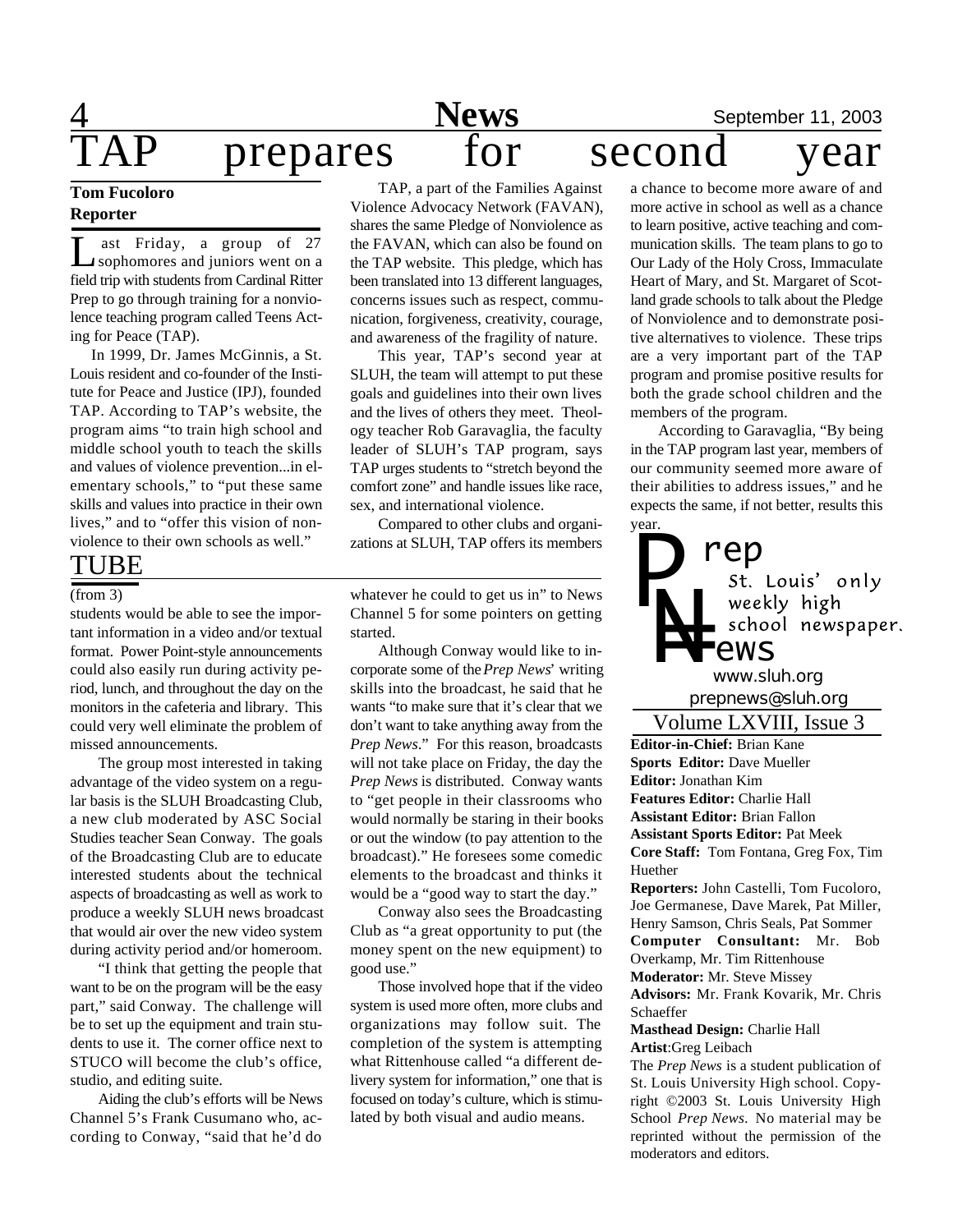# TAP prepares for second year

**Tom Fucoloro**
**Reporter**

Last Friday, a group of 27 sophomores and juniors went on a field trip with students from Cardinal Ritter Prep to go through training for a nonviolence teaching program called Teens Acting for Peace (TAP).

In 1999, Dr. James McGinnis, a St. Louis resident and co-founder of the Institute for Peace and Justice (IPJ), founded TAP. According to TAP's website, the program aims "to train high school and middle school youth to teach the skills and values of violence prevention...in elementary schools," to "put these same skills and values into practice in their own lives," and to "offer this vision of nonviolence to their own schools as well."

TAP, a part of the Families Against Violence Advocacy Network (FAVAN), shares the same Pledge of Nonviolence as the FAVAN, which can also be found on the TAP website. This pledge, which has been translated into 13 different languages, concerns issues such as respect, communication, forgiveness, creativity, courage, and awareness of the fragility of nature.

This year, TAP's second year at SLUH, the team will attempt to put these goals and guidelines into their own lives and the lives of others they meet. Theology teacher Rob Garavaglia, the faculty leader of SLUH's TAP program, says TAP urges students to "stretch beyond the comfort zone" and handle issues like race, sex, and international violence.

Compared to other clubs and organizations at SLUH, TAP offers its members a chance to become more aware of and more active in school as well as a chance to learn positive, active teaching and communication skills. The team plans to go to Our Lady of the Holy Cross, Immaculate Heart of Mary, and St. Margaret of Scotland grade schools to talk about the Pledge of Nonviolence and to demonstrate positive alternatives to violence. These trips are a very important part of the TAP program and promise positive results for both the grade school children and the members of the program.

According to Garavaglia, "By being in the TAP program last year, members of our community seemed more aware of their abilities to address issues," and he expects the same, if not better, results this year.

## TUBE

(from 3)

students would be able to see the important information in a video and/or textual format. Power Point-style announcements could also easily run during activity period, lunch, and throughout the day on the monitors in the cafeteria and library. This could very well eliminate the problem of missed announcements.

The group most interested in taking advantage of the video system on a regular basis is the SLUH Broadcasting Club, a new club moderated by ASC Social Studies teacher Sean Conway. The goals of the Broadcasting Club are to educate interested students about the technical aspects of broadcasting as well as work to produce a weekly SLUH news broadcast that would air over the new video system during activity period and/or homeroom.

"I think that getting the people that want to be on the program will be the easy part," said Conway. The challenge will be to set up the equipment and train students to use it. The corner office next to STUCO will become the club's office, studio, and editing suite.

Aiding the club's efforts will be News Channel 5's Frank Cusumano who, according to Conway, "said that he'd do whatever he could to get us in" to News Channel 5 for some pointers on getting started.

Although Conway would like to incorporate some of the *Prep News*' writing skills into the broadcast, he said that he wants "to make sure that it's clear that we don't want to take anything away from the *Prep News*." For this reason, broadcasts will not take place on Friday, the day the *Prep News* is distributed. Conway wants to "get people in their classrooms who would normally be staring in their books or out the window (to pay attention to the broadcast)." He foresees some comedic elements to the broadcast and thinks it would be a "good way to start the day."

Conway also sees the Broadcasting Club as "a great opportunity to put (the money spent on the new equipment) to good use."

Those involved hope that if the video system is used more often, more clubs and organizations may follow suit. The completion of the system is attempting what Rittenhouse called "a different delivery system for information," one that is focused on today's culture, which is stimulated by both visual and audio means.

---

**Prep News**
St. Louis' only weekly high school newspaper.
www.sluh.org
prepnews@sluh.org

Volume LXVIII, Issue 3

**Editor-in-Chief:** Brian Kane
**Sports Editor:** Dave Mueller
**Editor:** Jonathan Kim
**Features Editor:** Charlie Hall
**Assistant Editor:** Brian Fallon
**Assistant Sports Editor:** Pat Meek
**Core Staff:** Tom Fontana, Greg Fox, Tim Huether
**Reporters:** John Castelli, Tom Fucoloro, Joe Germanese, Dave Marek, Pat Miller, Henry Samson, Chris Seals, Pat Sommer
**Computer Consultant:** Mr. Bob Overkamp, Mr. Tim Rittenhouse
**Moderator:** Mr. Steve Missey
**Advisors:** Mr. Frank Kovarik, Mr. Chris Schaeffer
**Masthead Design:** Charlie Hall
**Artist**: Greg Leibach

The *Prep News* is a student publication of St. Louis University High school. Copyright ©2003 St. Louis University High School *Prep News*. No material may be reprinted without the permission of the moderators and editors.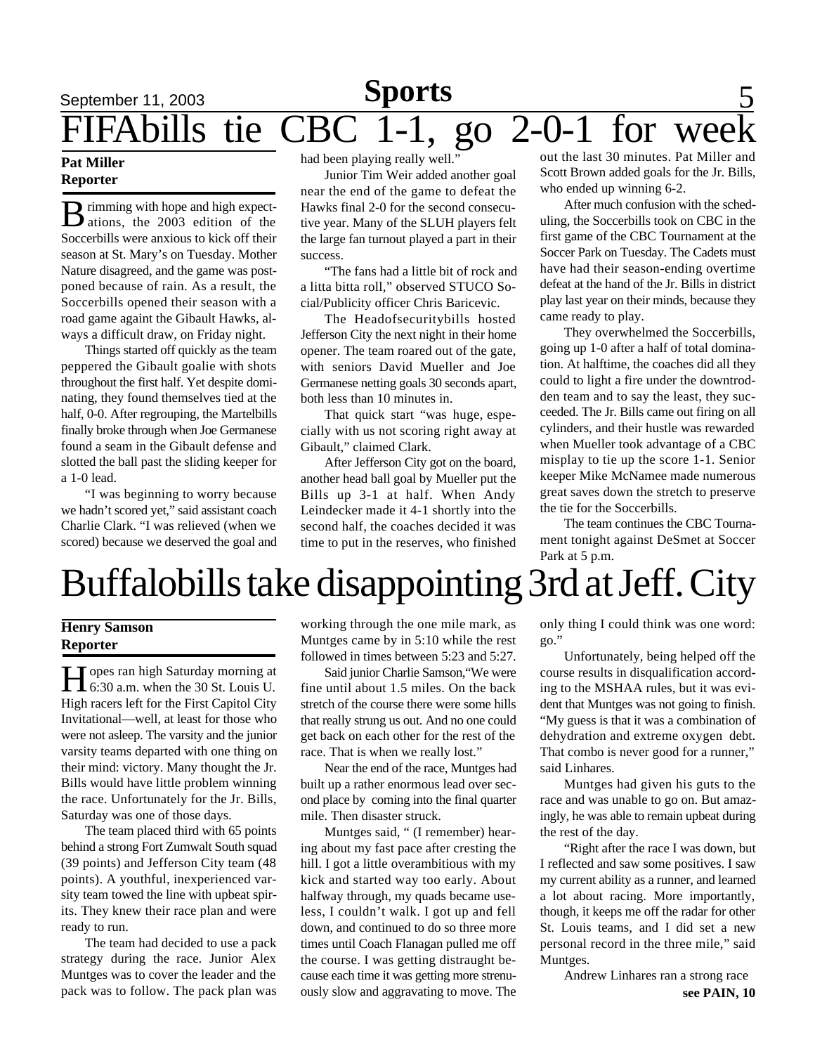# FIFAbills tie CBC 1-1, go 2-0-1 for week

**Pat Miller**
**Reporter**

Brimming with hope and high expectations, the 2003 edition of the Soccerbills were anxious to kick off their season at St. Mary's on Tuesday. Mother Nature disagreed, and the game was postponed because of rain. As a result, the Soccerbills opened their season with a road game againt the Gibault Hawks, always a difficult draw, on Friday night.

Things started off quickly as the team peppered the Gibault goalie with shots throughout the first half. Yet despite dominating, they found themselves tied at the half, 0-0. After regrouping, the Martelbills finally broke through when Joe Germanese found a seam in the Gibault defense and slotted the ball past the sliding keeper for a 1-0 lead.

"I was beginning to worry because we hadn't scored yet," said assistant coach Charlie Clark. "I was relieved (when we scored) because we deserved the goal and had been playing really well."

Junior Tim Weir added another goal near the end of the game to defeat the Hawks final 2-0 for the second consecutive year. Many of the SLUH players felt the large fan turnout played a part in their success.

"The fans had a little bit of rock and a litta bitta roll," observed STUCO Social/Publicity officer Chris Baricevic.

The Headofsecuritybills hosted Jefferson City the next night in their home opener. The team roared out of the gate, with seniors David Mueller and Joe Germanese netting goals 30 seconds apart, both less than 10 minutes in.

That quick start "was huge, especially with us not scoring right away at Gibault," claimed Clark.

After Jefferson City got on the board, another head ball goal by Mueller put the Bills up 3-1 at half. When Andy Leindecker made it 4-1 shortly into the second half, the coaches decided it was time to put in the reserves, who finished out the last 30 minutes. Pat Miller and Scott Brown added goals for the Jr. Bills, who ended up winning 6-2.

After much confusion with the scheduling, the Soccerbills took on CBC in the first game of the CBC Tournament at the Soccer Park on Tuesday. The Cadets must have had their season-ending overtime defeat at the hand of the Jr. Bills in district play last year on their minds, because they came ready to play.

They overwhelmed the Soccerbills, going up 1-0 after a half of total domination. At halftime, the coaches did all they could to light a fire under the downtrodden team and to say the least, they succeeded. The Jr. Bills came out firing on all cylinders, and their hustle was rewarded when Mueller took advantage of a CBC misplay to tie up the score 1-1. Senior keeper Mike McNamee made numerous great saves down the stretch to preserve the tie for the Soccerbills.

The team continues the CBC Tournament tonight against DeSmet at Soccer Park at 5 p.m.

# Buffalobills take disappointing 3rd at Jeff. City

**Henry Samson**
**Reporter**

Hopes ran high Saturday morning at 6:30 a.m. when the 30 St. Louis U. High racers left for the First Capitol City Invitational—well, at least for those who were not asleep. The varsity and the junior varsity teams departed with one thing on their mind: victory. Many thought the Jr. Bills would have little problem winning the race. Unfortunately for the Jr. Bills, Saturday was one of those days.

The team placed third with 65 points behind a strong Fort Zumwalt South squad (39 points) and Jefferson City team (48 points). A youthful, inexperienced varsity team towed the line with upbeat spirits. They knew their race plan and were ready to run.

The team had decided to use a pack strategy during the race. Junior Alex Muntges was to cover the leader and the pack was to follow. The pack plan was working through the one mile mark, as Muntges came by in 5:10 while the rest followed in times between 5:23 and 5:27.

Said junior Charlie Samson,"We were fine until about 1.5 miles. On the back stretch of the course there were some hills that really strung us out. And no one could get back on each other for the rest of the race. That is when we really lost."

Near the end of the race, Muntges had built up a rather enormous lead over second place by coming into the final quarter mile. Then disaster struck.

Muntges said, " (I remember) hearing about my fast pace after cresting the hill. I got a little overambitious with my kick and started way too early. About halfway through, my quads became useless, I couldn't walk. I got up and fell down, and continued to do so three more times until Coach Flanagan pulled me off the course. I was getting distraught because each time it was getting more strenuously slow and aggravating to move. The only thing I could think was one word: go."

Unfortunately, being helped off the course results in disqualification according to the MSHAA rules, but it was evident that Muntges was not going to finish. "My guess is that it was a combination of dehydration and extreme oxygen debt. That combo is never good for a runner," said Linhares.

Muntges had given his guts to the race and was unable to go on. But amazingly, he was able to remain upbeat during the rest of the day.

"Right after the race I was down, but I reflected and saw some positives. I saw my current ability as a runner, and learned a lot about racing. More importantly, though, it keeps me off the radar for other St. Louis teams, and I did set a new personal record in the three mile," said Muntges.

Andrew Linhares ran a strong race

**see PAIN, 10**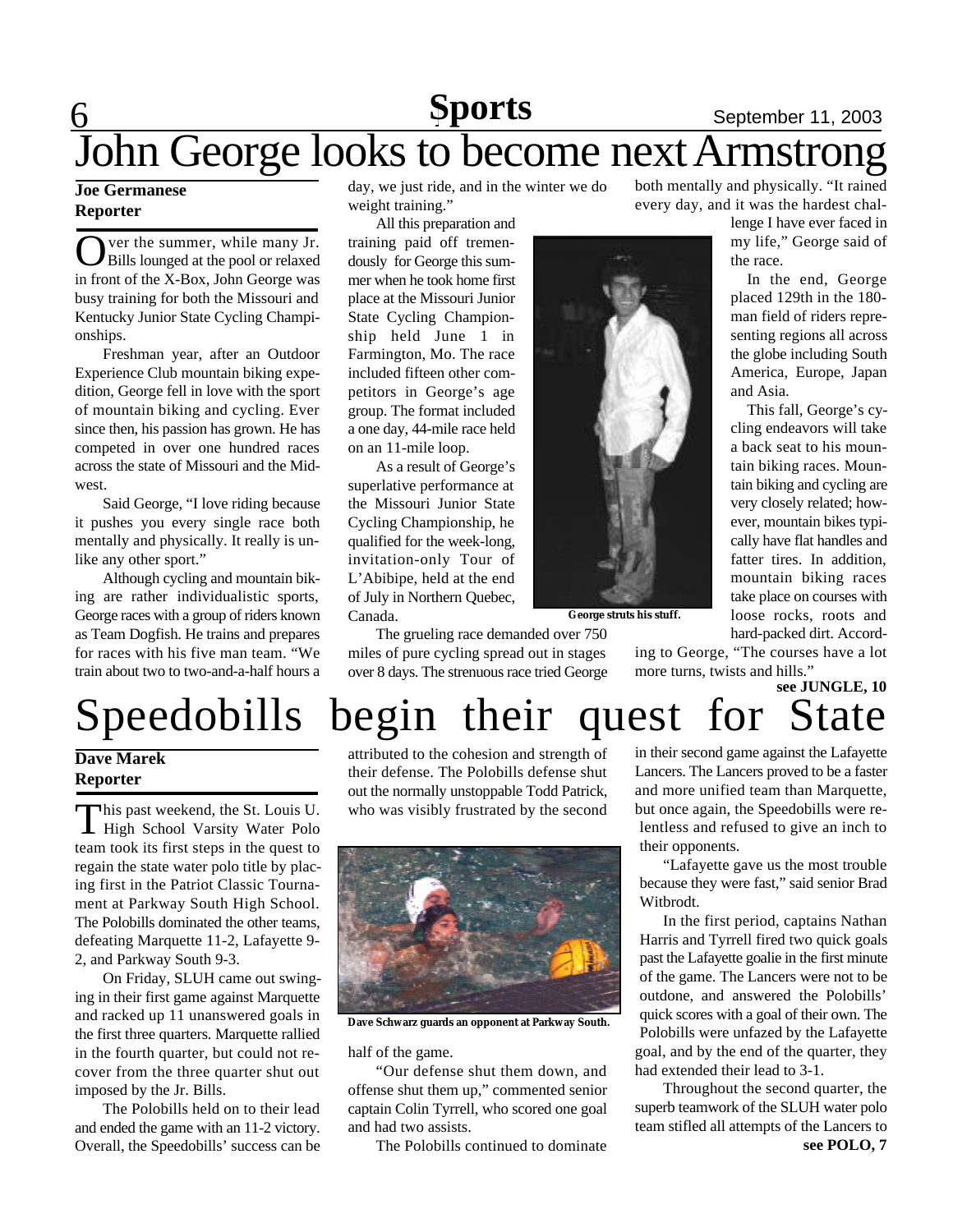# John George looks to become next Armstrong

**Joe Germanese**
**Reporter**

Over the summer, while many Jr. Bills lounged at the pool or relaxed in front of the X-Box, John George was busy training for both the Missouri and Kentucky Junior State Cycling Championships.

Freshman year, after an Outdoor Experience Club mountain biking expedition, George fell in love with the sport of mountain biking and cycling. Ever since then, his passion has grown. He has competed in over one hundred races across the state of Missouri and the Midwest.

Said George, "I love riding because it pushes you every single race both mentally and physically. It really is unlike any other sport."

Although cycling and mountain biking are rather individualistic sports, George races with a group of riders known as Team Dogfish. He trains and prepares for races with his five man team. "We train about two to two-and-a-half hours a day, we just ride, and in the winter we do weight training."

All this preparation and training paid off tremendously for George this summer when he took home first place at the Missouri Junior State Cycling Championship held June 1 in Farmington, Mo. The race included fifteen other competitors in George's age group. The format included a one day, 44-mile race held on an 11-mile loop.

As a result of George's superlative performance at the Missouri Junior State Cycling Championship, he qualified for the week-long, invitation-only Tour of L'Abibipe, held at the end of July in Northern Quebec, Canada.

The grueling race demanded over 750 miles of pure cycling spread out in stages over 8 days. The strenuous race tried George both mentally and physically. "It rained every day, and it was the hardest challenge I have ever faced in my life," George said of the race.

George struts his stuff.

In the end, George placed 129th in the 180-man field of riders representing regions all across the globe including South America, Europe, Japan and Asia.

This fall, George's cycling endeavors will take a back seat to his mountain biking races. Mountain biking and cycling are very closely related; however, mountain bikes typically have flat handles and fatter tires. In addition, mountain biking races take place on courses with loose rocks, roots and hard-packed dirt. According to George, "The courses have a lot more turns, twists and hills."

**see JUNGLE, 10**

# Speedobills begin their quest for State

**Dave Marek**
**Reporter**

This past weekend, the St. Louis U. High School Varsity Water Polo team took its first steps in the quest to regain the state water polo title by placing first in the Patriot Classic Tournament at Parkway South High School. The Polobills dominated the other teams, defeating Marquette 11-2, Lafayette 9-2, and Parkway South 9-3.

On Friday, SLUH came out swinging in their first game against Marquette and racked up 11 unanswered goals in the first three quarters. Marquette rallied in the fourth quarter, but could not recover from the three quarter shut out imposed by the Jr. Bills.

The Polobills held on to their lead and ended the game with an 11-2 victory. Overall, the Speedobills' success can be attributed to the cohesion and strength of their defense. The Polobills defense shut out the normally unstoppable Todd Patrick, who was visibly frustrated by the second half of the game.

Dave Schwarz guards an opponent at Parkway South.

"Our defense shut them down, and offense shut them up," commented senior captain Colin Tyrrell, who scored one goal and had two assists.

The Polobills continued to dominate in their second game against the Lafayette Lancers. The Lancers proved to be a faster and more unified team than Marquette, but once again, the Speedobills were relentless and refused to give an inch to their opponents.

"Lafayette gave us the most trouble because they were fast," said senior Brad Witbrodt.

In the first period, captains Nathan Harris and Tyrrell fired two quick goals past the Lafayette goalie in the first minute of the game. The Lancers were not to be outdone, and answered the Polobills' quick scores with a goal of their own. The Polobills were unfazed by the Lafayette goal, and by the end of the quarter, they had extended their lead to 3-1.

Throughout the second quarter, the superb teamwork of the SLUH water polo team stifled all attempts of the Lancers to

**see POLO, 7**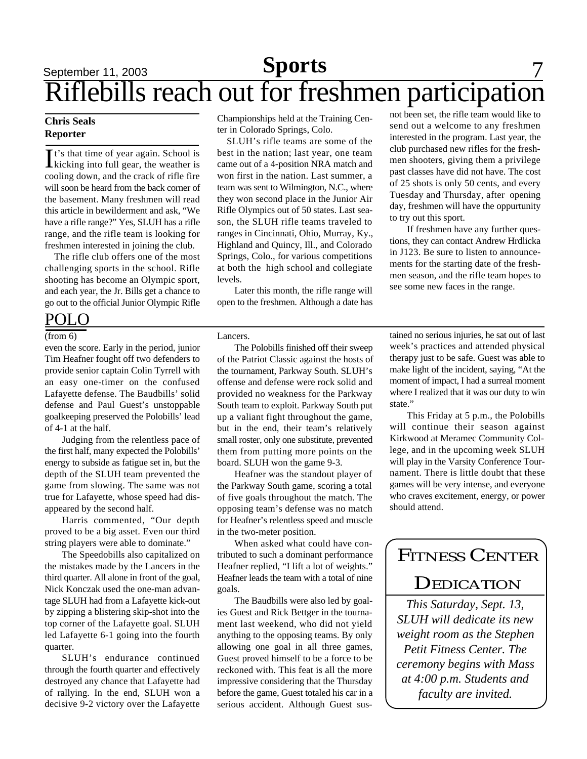# Riflebills reach out for freshmen participation

**Chris Seals**
**Reporter**

It's that time of year again. School is kicking into full gear, the weather is cooling down, and the crack of rifle fire will soon be heard from the back corner of the basement. Many freshmen will read this article in bewilderment and ask, "We have a rifle range?" Yes, SLUH has a rifle range, and the rifle team is looking for freshmen interested in joining the club.

The rifle club offers one of the most challenging sports in the school. Rifle shooting has become an Olympic sport, and each year, the Jr. Bills get a chance to go out to the official Junior Olympic Rifle Championships held at the Training Center in Colorado Springs, Colo.

SLUH's rifle teams are some of the best in the nation; last year, one team came out of a 4-position NRA match and won first in the nation. Last summer, a team was sent to Wilmington, N.C., where they won second place in the Junior Air Rifle Olympics out of 50 states. Last season, the SLUH rifle teams traveled to ranges in Cincinnati, Ohio, Murray, Ky., Highland and Quincy, Ill., and Colorado Springs, Colo., for various competitions at both the high school and collegiate levels.

Later this month, the rifle range will open to the freshmen. Although a date has not been set, the rifle team would like to send out a welcome to any freshmen interested in the program. Last year, the club purchased new rifles for the freshmen shooters, giving them a privilege past classes have did not have. The cost of 25 shots is only 50 cents, and every Tuesday and Thursday, after opening day, freshmen will have the oppurtunity to try out this sport.

If freshmen have any further questions, they can contact Andrew Hrdlicka in J123. Be sure to listen to announcements for the starting date of the freshmen season, and the rifle team hopes to see some new faces in the range.

## POLO

(from 6)

even the score. Early in the period, junior Tim Heafner fought off two defenders to provide senior captain Colin Tyrrell with an easy one-timer on the confused Lafayette defense. The Baudbills' solid defense and Paul Guest's unstoppable goalkeeping preserved the Polobills' lead of 4-1 at the half.

Judging from the relentless pace of the first half, many expected the Polobills' energy to subside as fatigue set in, but the depth of the SLUH team prevented the game from slowing. The same was not true for Lafayette, whose speed had disappeared by the second half.

Harris commented, "Our depth proved to be a big asset. Even our third string players were able to dominate."

The Speedobills also capitalized on the mistakes made by the Lancers in the third quarter. All alone in front of the goal, Nick Konczak used the one-man advantage SLUH had from a Lafayette kick-out by zipping a blistering skip-shot into the top corner of the Lafayette goal. SLUH led Lafayette 6-1 going into the fourth quarter.

SLUH's endurance continued through the fourth quarter and effectively destroyed any chance that Lafayette had of rallying. In the end, SLUH won a decisive 9-2 victory over the Lafayette Lancers.

The Polobills finished off their sweep of the Patriot Classic against the hosts of the tournament, Parkway South. SLUH's offense and defense were rock solid and provided no weakness for the Parkway South team to exploit. Parkway South put up a valiant fight throughout the game, but in the end, their team's relatively small roster, only one substitute, prevented them from putting more points on the board. SLUH won the game 9-3.

Heafner was the standout player of the Parkway South game, scoring a total of five goals throughout the match. The opposing team's defense was no match for Heafner's relentless speed and muscle in the two-meter position.

When asked what could have contributed to such a dominant performance Heafner replied, "I lift a lot of weights." Heafner leads the team with a total of nine goals.

The Baudbills were also led by goalies Guest and Rick Bettger in the tournament last weekend, who did not yield anything to the opposing teams. By only allowing one goal in all three games, Guest proved himself to be a force to be reckoned with. This feat is all the more impressive considering that the Thursday before the game, Guest totaled his car in a serious accident. Although Guest sustained no serious injuries, he sat out of last week's practices and attended physical therapy just to be safe. Guest was able to make light of the incident, saying, "At the moment of impact, I had a surreal moment where I realized that it was our duty to win state."

This Friday at 5 p.m., the Polobills will continue their season against Kirkwood at Meramec Community College, and in the upcoming week SLUH will play in the Varsity Conference Tournament. There is little doubt that these games will be very intense, and everyone who craves excitement, energy, or power should attend.

## Fitness Center Dedication

*This Saturday, Sept. 13, SLUH will dedicate its new weight room as the Stephen Petit Fitness Center. The ceremony begins with Mass at 4:00 p.m. Students and faculty are invited.*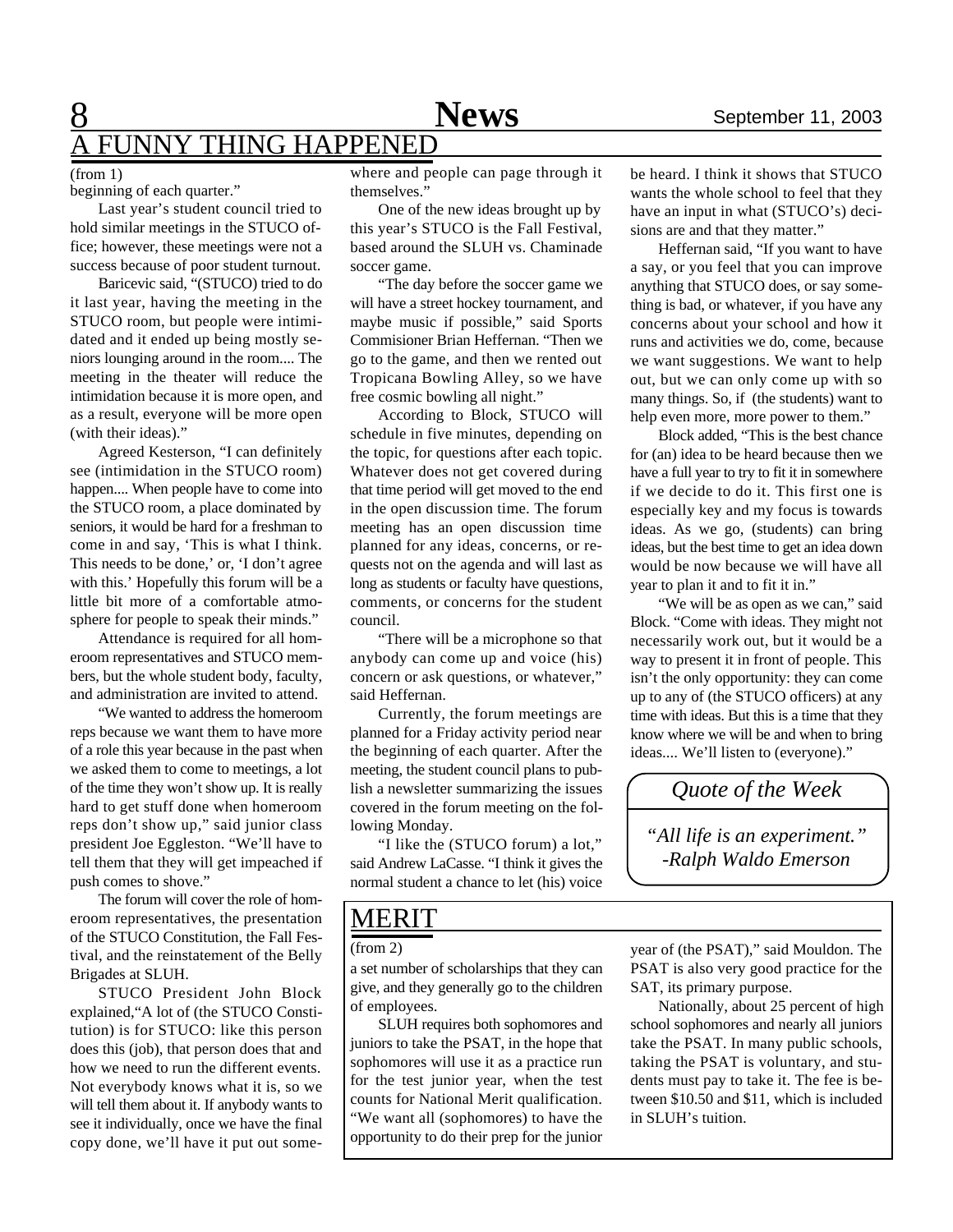## A FUNNY THING HAPPENED

(from 1)

beginning of each quarter."

Last year's student council tried to hold similar meetings in the STUCO office; however, these meetings were not a success because of poor student turnout.

Baricevic said, "(STUCO) tried to do it last year, having the meeting in the STUCO room, but people were intimidated and it ended up being mostly seniors lounging around in the room.... The meeting in the theater will reduce the intimidation because it is more open, and as a result, everyone will be more open (with their ideas)."

Agreed Kesterson, "I can definitely see (intimidation in the STUCO room) happen.... When people have to come into the STUCO room, a place dominated by seniors, it would be hard for a freshman to come in and say, 'This is what I think. This needs to be done,' or, 'I don't agree with this.' Hopefully this forum will be a little bit more of a comfortable atmosphere for people to speak their minds."

Attendance is required for all homeroom representatives and STUCO members, but the whole student body, faculty, and administration are invited to attend.

"We wanted to address the homeroom reps because we want them to have more of a role this year because in the past when we asked them to come to meetings, a lot of the time they won't show up. It is really hard to get stuff done when homeroom reps don't show up," said junior class president Joe Eggleston. "We'll have to tell them that they will get impeached if push comes to shove."

The forum will cover the role of homeroom representatives, the presentation of the STUCO Constitution, the Fall Festival, and the reinstatement of the Belly Brigades at SLUH.

STUCO President John Block explained,"A lot of (the STUCO Constitution) is for STUCO: like this person does this (job), that person does that and how we need to run the different events. Not everybody knows what it is, so we will tell them about it. If anybody wants to see it individually, once we have the final copy done, we'll have it put out somewhere and people can page through it themselves."

One of the new ideas brought up by this year's STUCO is the Fall Festival, based around the SLUH vs. Chaminade soccer game.

"The day before the soccer game we will have a street hockey tournament, and maybe music if possible," said Sports Commisioner Brian Heffernan. "Then we go to the game, and then we rented out Tropicana Bowling Alley, so we have free cosmic bowling all night."

According to Block, STUCO will schedule in five minutes, depending on the topic, for questions after each topic. Whatever does not get covered during that time period will get moved to the end in the open discussion time. The forum meeting has an open discussion time planned for any ideas, concerns, or requests not on the agenda and will last as long as students or faculty have questions, comments, or concerns for the student council.

"There will be a microphone so that anybody can come up and voice (his) concern or ask questions, or whatever," said Heffernan.

Currently, the forum meetings are planned for a Friday activity period near the beginning of each quarter. After the meeting, the student council plans to publish a newsletter summarizing the issues covered in the forum meeting on the following Monday.

"I like the (STUCO forum) a lot," said Andrew LaCasse. "I think it gives the normal student a chance to let (his) voice be heard. I think it shows that STUCO wants the whole school to feel that they have an input in what (STUCO's) decisions are and that they matter."

Heffernan said, "If you want to have a say, or you feel that you can improve anything that STUCO does, or say something is bad, or whatever, if you have any concerns about your school and how it runs and activities we do, come, because we want suggestions. We want to help out, but we can only come up with so many things. So, if (the students) want to help even more, more power to them."

Block added, "This is the best chance for (an) idea to be heard because then we have a full year to try to fit it in somewhere if we decide to do it. This first one is especially key and my focus is towards ideas. As we go, (students) can bring ideas, but the best time to get an idea down would be now because we will have all year to plan it and to fit it in."

"We will be as open as we can," said Block. "Come with ideas. They might not necessarily work out, but it would be a way to present it in front of people. This isn't the only opportunity: they can come up to any of (the STUCO officers) at any time with ideas. But this is a time that they know where we will be and when to bring ideas.... We'll listen to (everyone)."

### *Quote of the Week*

*"All life is an experiment."*
*-Ralph Waldo Emerson*

## MERIT

(from 2)

a set number of scholarships that they can give, and they generally go to the children of employees.

SLUH requires both sophomores and juniors to take the PSAT, in the hope that sophomores will use it as a practice run for the test junior year, when the test counts for National Merit qualification. "We want all (sophomores) to have the opportunity to do their prep for the junior year of (the PSAT)," said Mouldon. The PSAT is also very good practice for the SAT, its primary purpose.

Nationally, about 25 percent of high school sophomores and nearly all juniors take the PSAT. In many public schools, taking the PSAT is voluntary, and students must pay to take it. The fee is between $10.50 and $11, which is included in SLUH's tuition.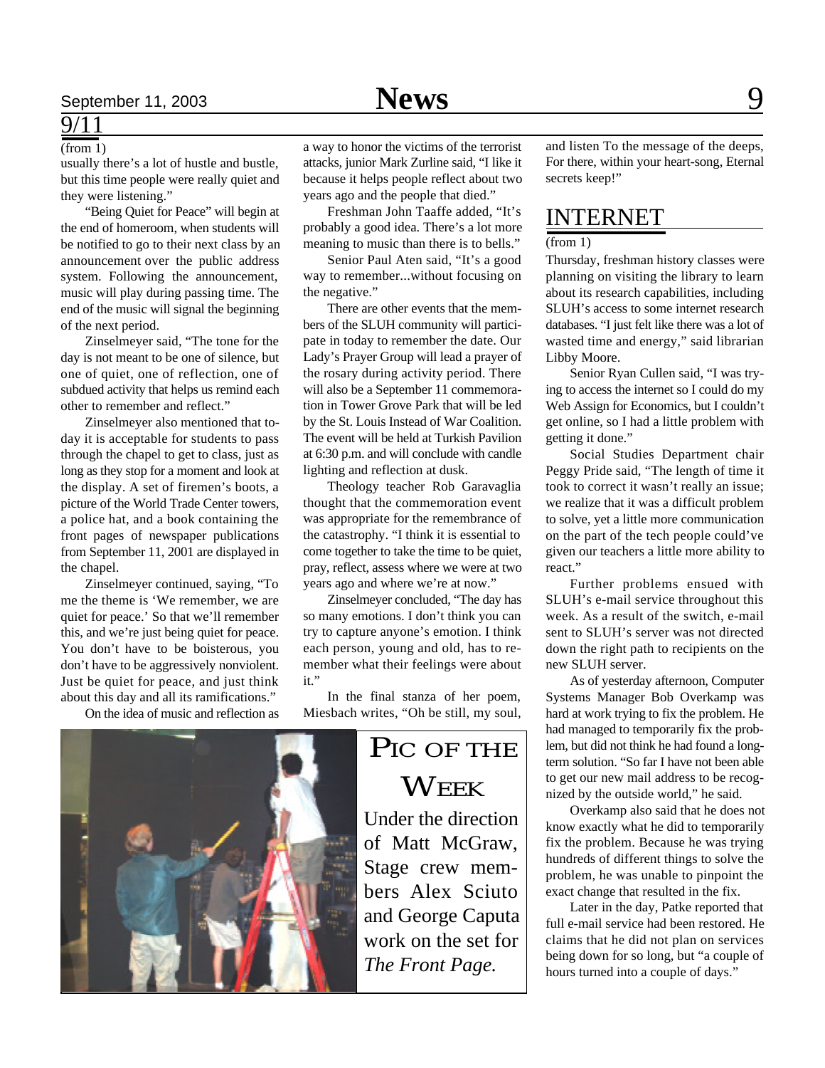## 9/11

(from 1)

usually there's a lot of hustle and bustle, but this time people were really quiet and they were listening."

"Being Quiet for Peace" will begin at the end of homeroom, when students will be notified to go to their next class by an announcement over the public address system. Following the announcement, music will play during passing time. The end of the music will signal the beginning of the next period.

Zinselmeyer said, "The tone for the day is not meant to be one of silence, but one of quiet, one of reflection, one of subdued activity that helps us remind each other to remember and reflect."

Zinselmeyer also mentioned that today it is acceptable for students to pass through the chapel to get to class, just as long as they stop for a moment and look at the display. A set of firemen's boots, a picture of the World Trade Center towers, a police hat, and a book containing the front pages of newspaper publications from September 11, 2001 are displayed in the chapel.

Zinselmeyer continued, saying, "To me the theme is 'We remember, we are quiet for peace.' So that we'll remember this, and we're just being quiet for peace. You don't have to be boisterous, you don't have to be aggressively nonviolent. Just be quiet for peace, and just think about this day and all its ramifications."

On the idea of music and reflection as a way to honor the victims of the terrorist attacks, junior Mark Zurline said, "I like it because it helps people reflect about two years ago and the people that died."

Freshman John Taaffe added, "It's probably a good idea. There's a lot more meaning to music than there is to bells."

Senior Paul Aten said, "It's a good way to remember...without focusing on the negative."

There are other events that the members of the SLUH community will participate in today to remember the date. Our Lady's Prayer Group will lead a prayer of the rosary during activity period. There will also be a September 11 commemoration in Tower Grove Park that will be led by the St. Louis Instead of War Coalition. The event will be held at Turkish Pavilion at 6:30 p.m. and will conclude with candle lighting and reflection at dusk.

Theology teacher Rob Garavaglia thought that the commemoration event was appropriate for the remembrance of the catastrophy. "I think it is essential to come together to take the time to be quiet, pray, reflect, assess where we were at two years ago and where we're at now."

Zinselmeyer concluded, "The day has so many emotions. I don't think you can try to capture anyone's emotion. I think each person, young and old, has to remember what their feelings were about it."

In the final stanza of her poem, Miesbach writes, "Oh be still, my soul, and listen To the message of the deeps, For there, within your heart-song, Eternal secrets keep!"

## INTERNET

(from 1)

Thursday, freshman history classes were planning on visiting the library to learn about its research capabilities, including SLUH's access to some internet research databases. "I just felt like there was a lot of wasted time and energy," said librarian Libby Moore.

Senior Ryan Cullen said, "I was trying to access the internet so I could do my Web Assign for Economics, but I couldn't get online, so I had a little problem with getting it done."

Social Studies Department chair Peggy Pride said, "The length of time it took to correct it wasn't really an issue; we realize that it was a difficult problem to solve, yet a little more communication on the part of the tech people could've given our teachers a little more ability to react."

Further problems ensued with SLUH's e-mail service throughout this week. As a result of the switch, e-mail sent to SLUH's server was not directed down the right path to recipients on the new SLUH server.

As of yesterday afternoon, Computer Systems Manager Bob Overkamp was hard at work trying to fix the problem. He had managed to temporarily fix the problem, but did not think he had found a long-term solution. "So far I have not been able to get our new mail address to be recognized by the outside world," he said.

Overkamp also said that he does not know exactly what he did to temporarily fix the problem. Because he was trying hundreds of different things to solve the problem, he was unable to pinpoint the exact change that resulted in the fix.

Later in the day, Patke reported that full e-mail service had been restored. He claims that he did not plan on services being down for so long, but "a couple of hours turned into a couple of days."

## PIC OF THE WEEK

Under the direction of Matt McGraw, Stage crew members Alex Sciuto and George Caputa work on the set for *The Front Page.*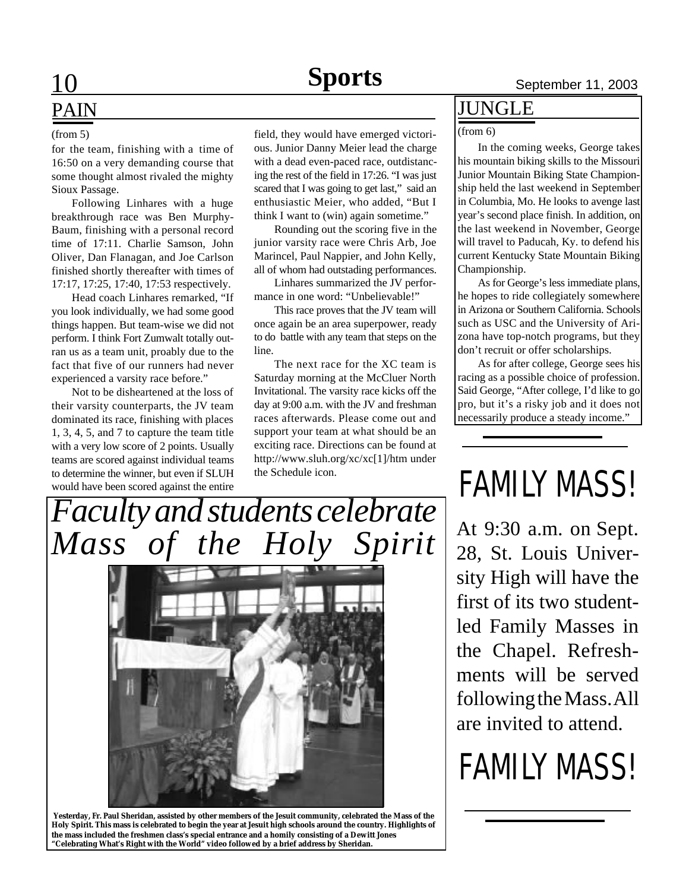## PAIN

(from 5)

for the team, finishing with a time of 16:50 on a very demanding course that some thought almost rivaled the mighty Sioux Passage.

Following Linhares with a huge breakthrough race was Ben Murphy-Baum, finishing with a personal record time of 17:11. Charlie Samson, John Oliver, Dan Flanagan, and Joe Carlson finished shortly thereafter with times of 17:17, 17:25, 17:40, 17:53 respectively.

Head coach Linhares remarked, "If you look individually, we had some good things happen. But team-wise we did not perform. I think Fort Zumwalt totally outran us as a team unit, proably due to the fact that five of our runners had never experienced a varsity race before."

Not to be disheartened at the loss of their varsity counterparts, the JV team dominated its race, finishing with places 1, 3, 4, 5, and 7 to capture the team title with a very low score of 2 points. Usually teams are scored against individual teams to determine the winner, but even if SLUH would have been scored against the entire field, they would have emerged victorious. Junior Danny Meier lead the charge with a dead even-paced race, outdistancing the rest of the field in 17:26. "I was just scared that I was going to get last," said an enthusiastic Meier, who added, "But I think I want to (win) again sometime."

Rounding out the scoring five in the junior varsity race were Chris Arb, Joe Marincel, Paul Nappier, and John Kelly, all of whom had outstading performances.

Linhares summarized the JV performance in one word: "Unbelievable!"

This race proves that the JV team will once again be an area superpower, ready to do battle with any team that steps on the line.

The next race for the XC team is Saturday morning at the McCluer North Invitational. The varsity race kicks off the day at 9:00 a.m. with the JV and freshman races afterwards. Please come out and support your team at what should be an exciting race. Directions can be found at http://www.sluh.org/xc/xc[1]/htm under the Schedule icon.

## JUNGLE

(from 6)

In the coming weeks, George takes his mountain biking skills to the Missouri Junior Mountain Biking State Championship held the last weekend in September in Columbia, Mo. He looks to avenge last year's second place finish. In addition, on the last weekend in November, George will travel to Paducah, Ky. to defend his current Kentucky State Mountain Biking Championship.

As for George's less immediate plans, he hopes to ride collegiately somewhere in Arizona or Southern California. Schools such as USC and the University of Arizona have top-notch programs, but they don't recruit or offer scholarships.

As for after college, George sees his racing as a possible choice of profession. Said George, "After college, I'd like to go pro, but it's a risky job and it does not necessarily produce a steady income."

## *Faculty and students celebrate Mass of the Holy Spirit*

**Yesterday, Fr. Paul Sheridan, assisted by other members of the Jesuit community, celebrated the Mass of the Holy Spirit. This mass is celebrated to begin the year at Jesuit high schools around the country. Highlights of the mass included the freshmen class's special entrance and a homily consisting of a Dewitt Jones "Celebrating What's Right with the World" video followed by a brief address by Sheridan.**

## FAMILY MASS!

At 9:30 a.m. on Sept. 28, St. Louis University High will have the first of its two student-led Family Masses in the Chapel. Refreshments will be served following the Mass. All are invited to attend.

## FAMILY MASS!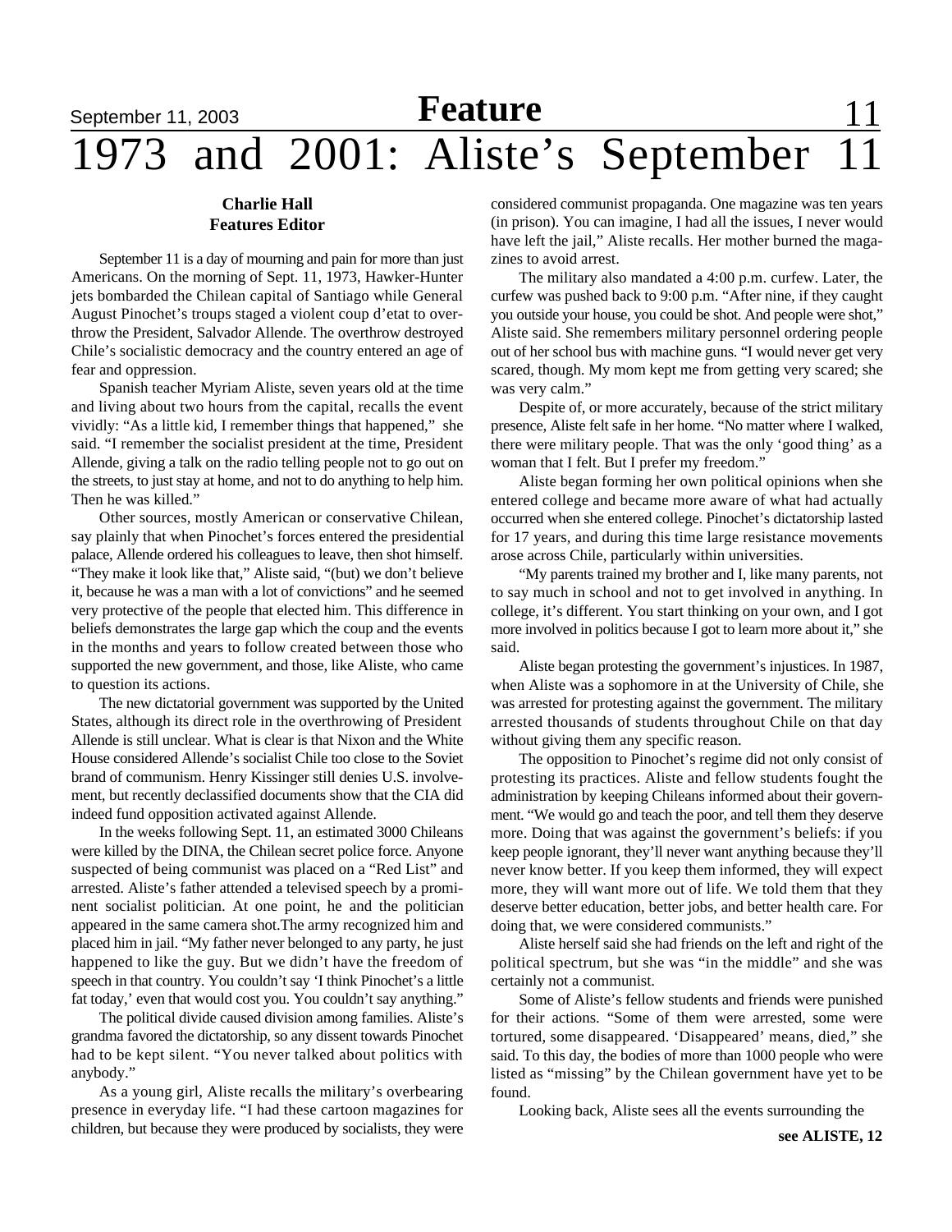# 1973 and 2001: Aliste's September 11

**Charlie Hall**
**Features Editor**

September 11 is a day of mourning and pain for more than just Americans. On the morning of Sept. 11, 1973, Hawker-Hunter jets bombarded the Chilean capital of Santiago while General August Pinochet's troups staged a violent coup d'etat to overthrow the President, Salvador Allende. The overthrow destroyed Chile's socialistic democracy and the country entered an age of fear and oppression.

Spanish teacher Myriam Aliste, seven years old at the time and living about two hours from the capital, recalls the event vividly: "As a little kid, I remember things that happened," she said. "I remember the socialist president at the time, President Allende, giving a talk on the radio telling people not to go out on the streets, to just stay at home, and not to do anything to help him. Then he was killed."

Other sources, mostly American or conservative Chilean, say plainly that when Pinochet's forces entered the presidential palace, Allende ordered his colleagues to leave, then shot himself. "They make it look like that," Aliste said, "(but) we don't believe it, because he was a man with a lot of convictions" and he seemed very protective of the people that elected him. This difference in beliefs demonstrates the large gap which the coup and the events in the months and years to follow created between those who supported the new government, and those, like Aliste, who came to question its actions.

The new dictatorial government was supported by the United States, although its direct role in the overthrowing of President Allende is still unclear. What is clear is that Nixon and the White House considered Allende's socialist Chile too close to the Soviet brand of communism. Henry Kissinger still denies U.S. involvement, but recently declassified documents show that the CIA did indeed fund opposition activated against Allende.

In the weeks following Sept. 11, an estimated 3000 Chileans were killed by the DINA, the Chilean secret police force. Anyone suspected of being communist was placed on a "Red List" and arrested. Aliste's father attended a televised speech by a prominent socialist politician. At one point, he and the politician appeared in the same camera shot.The army recognized him and placed him in jail. "My father never belonged to any party, he just happened to like the guy. But we didn't have the freedom of speech in that country. You couldn't say 'I think Pinochet's a little fat today,' even that would cost you. You couldn't say anything."

The political divide caused division among families. Aliste's grandma favored the dictatorship, so any dissent towards Pinochet had to be kept silent. "You never talked about politics with anybody."

As a young girl, Aliste recalls the military's overbearing presence in everyday life. "I had these cartoon magazines for children, but because they were produced by socialists, they were considered communist propaganda. One magazine was ten years (in prison). You can imagine, I had all the issues, I never would have left the jail," Aliste recalls. Her mother burned the magazines to avoid arrest.

The military also mandated a 4:00 p.m. curfew. Later, the curfew was pushed back to 9:00 p.m. "After nine, if they caught you outside your house, you could be shot. And people were shot," Aliste said. She remembers military personnel ordering people out of her school bus with machine guns. "I would never get very scared, though. My mom kept me from getting very scared; she was very calm."

Despite of, or more accurately, because of the strict military presence, Aliste felt safe in her home. "No matter where I walked, there were military people. That was the only 'good thing' as a woman that I felt. But I prefer my freedom."

Aliste began forming her own political opinions when she entered college and became more aware of what had actually occurred when she entered college. Pinochet's dictatorship lasted for 17 years, and during this time large resistance movements arose across Chile, particularly within universities.

"My parents trained my brother and I, like many parents, not to say much in school and not to get involved in anything. In college, it's different. You start thinking on your own, and I got more involved in politics because I got to learn more about it," she said.

Aliste began protesting the government's injustices. In 1987, when Aliste was a sophomore in at the University of Chile, she was arrested for protesting against the government. The military arrested thousands of students throughout Chile on that day without giving them any specific reason.

The opposition to Pinochet's regime did not only consist of protesting its practices. Aliste and fellow students fought the administration by keeping Chileans informed about their government. "We would go and teach the poor, and tell them they deserve more. Doing that was against the government's beliefs: if you keep people ignorant, they'll never want anything because they'll never know better. If you keep them informed, they will expect more, they will want more out of life. We told them that they deserve better education, better jobs, and better health care. For doing that, we were considered communists."

Aliste herself said she had friends on the left and right of the political spectrum, but she was "in the middle" and she was certainly not a communist.

Some of Aliste's fellow students and friends were punished for their actions. "Some of them were arrested, some were tortured, some disappeared. 'Disappeared' means, died," she said. To this day, the bodies of more than 1000 people who were listed as "missing" by the Chilean government have yet to be found.

Looking back, Aliste sees all the events surrounding the

**see ALISTE, 12**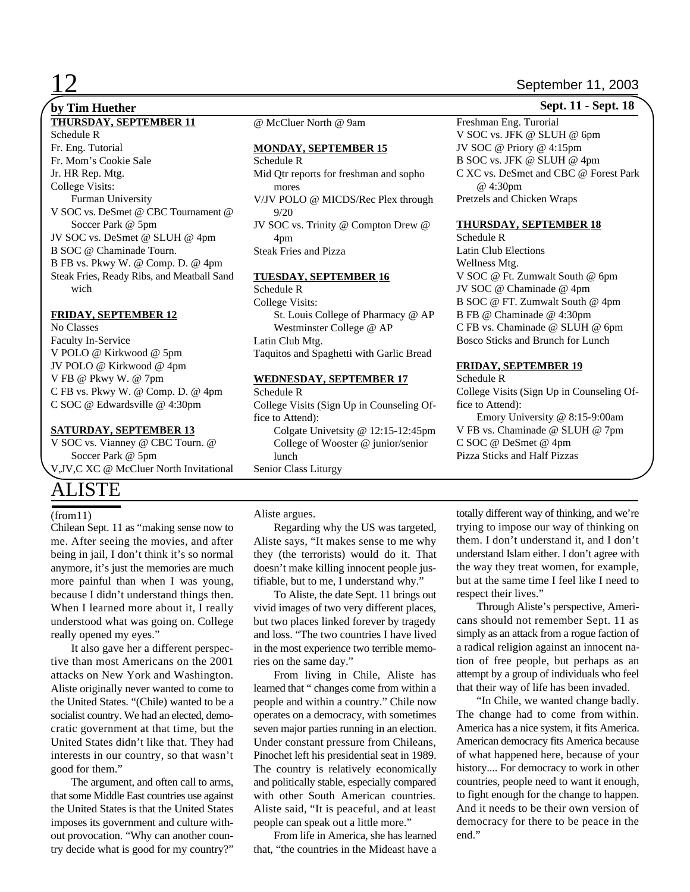**by Tim Huether**

**Sept. 11 - Sept. 18**

**THURSDAY, SEPTEMBER 11**

Schedule R
Fr. Eng. Tutorial
Fr. Mom's Cookie Sale
Jr. HR Rep. Mtg.
College Visits:
Furman University
V SOC vs. DeSmet @ CBC Tournament @ Soccer Park @ 5pm
JV SOC vs. DeSmet @ SLUH @ 4pm
B SOC @ Chaminade Tourn.
B FB vs. Pkwy W. @ Comp. D. @ 4pm
Steak Fries, Ready Ribs, and Meatball Sandwich

**FRIDAY, SEPTEMBER 12**

No Classes
Faculty In-Service
V POLO @ Kirkwood @ 5pm
JV POLO @ Kirkwood @ 4pm
V FB @ Pkwy W. @ 7pm
C FB vs. Pkwy W. @ Comp. D. @ 4pm
C SOC @ Edwardsville @ 4:30pm

**SATURDAY, SEPTEMBER 13**

V SOC vs. Vianney @ CBC Tourn. @ Soccer Park @ 5pm
V,JV,C XC @ McCluer North Invitational @ McCluer North @ 9am

**MONDAY, SEPTEMBER 15**

Schedule R
Mid Qtr reports for freshman and sophomores
V/JV POLO @ MICDS/Rec Plex through 9/20
JV SOC vs. Trinity @ Compton Drew @ 4pm
Steak Fries and Pizza

**TUESDAY, SEPTEMBER 16**

Schedule R
College Visits:
St. Louis College of Pharmacy @ AP
Westminster College @ AP
Latin Club Mtg.
Taquitos and Spaghetti with Garlic Bread

**WEDNESDAY, SEPTEMBER 17**

Schedule R
College Visits (Sign Up in Counseling Office to Attend):
Colgate Univetsity @ 12:15-12:45pm
College of Wooster @ junior/senior lunch
Senior Class Liturgy
Freshman Eng. Turorial
V SOC vs. JFK @ SLUH @ 6pm
JV SOC @ Priory @ 4:15pm
B SOC vs. JFK @ SLUH @ 4pm
C XC vs. DeSmet and CBC @ Forest Park @ 4:30pm
Pretzels and Chicken Wraps

**THURSDAY, SEPTEMBER 18**

Schedule R
Latin Club Elections
Wellness Mtg.
V SOC @ Ft. Zumwalt South @ 6pm
JV SOC @ Chaminade @ 4pm
B SOC @ FT. Zumwalt South @ 4pm
B FB @ Chaminade @ 4:30pm
C FB vs. Chaminade @ SLUH @ 6pm
Bosco Sticks and Brunch for Lunch

**FRIDAY, SEPTEMBER 19**

Schedule R
College Visits (Sign Up in Counseling Office to Attend):
Emory University @ 8:15-9:00am
V FB vs. Chaminade @ SLUH @ 7pm
C SOC @ DeSmet @ 4pm
Pizza Sticks and Half Pizzas

# ALISTE

(from11)

Chilean Sept. 11 as "making sense now to me. After seeing the movies, and after being in jail, I don't think it's so normal anymore, it's just the memories are much more painful than when I was young, because I didn't understand things then. When I learned more about it, I really understood what was going on. College really opened my eyes."

It also gave her a different perspective than most Americans on the 2001 attacks on New York and Washington. Aliste originally never wanted to come to the United States. "(Chile) wanted to be a socialist country. We had an elected, democratic government at that time, but the United States didn't like that. They had interests in our country, so that wasn't good for them."

The argument, and often call to arms, that some Middle East countries use against the United States is that the United States imposes its government and culture without provocation. "Why can another country decide what is good for my country?" Aliste argues.

Regarding why the US was targeted, Aliste says, "It makes sense to me why they (the terrorists) would do it. That doesn't make killing innocent people justifiable, but to me, I understand why."

To Aliste, the date Sept. 11 brings out vivid images of two very different places, but two places linked forever by tragedy and loss. "The two countries I have lived in the most experience two terrible memories on the same day."

From living in Chile, Aliste has learned that " changes come from within a people and within a country." Chile now operates on a democracy, with sometimes seven major parties running in an election. Under constant pressure from Chileans, Pinochet left his presidential seat in 1989. The country is relatively economically and politically stable, especially compared with other South American countries. Aliste said, "It is peaceful, and at least people can speak out a little more."

From life in America, she has learned that, "the countries in the Mideast have a totally different way of thinking, and we're trying to impose our way of thinking on them. I don't understand it, and I don't understand Islam either. I don't agree with the way they treat women, for example, but at the same time I feel like I need to respect their lives."

Through Aliste's perspective, Americans should not remember Sept. 11 as simply as an attack from a rogue faction of a radical religion against an innocent nation of free people, but perhaps as an attempt by a group of individuals who feel that their way of life has been invaded.

"In Chile, we wanted change badly. The change had to come from within. America has a nice system, it fits America. American democracy fits America because of what happened here, because of your history.... For democracy to work in other countries, people need to want it enough, to fight enough for the change to happen. And it needs to be their own version of democracy for there to be peace in the end."